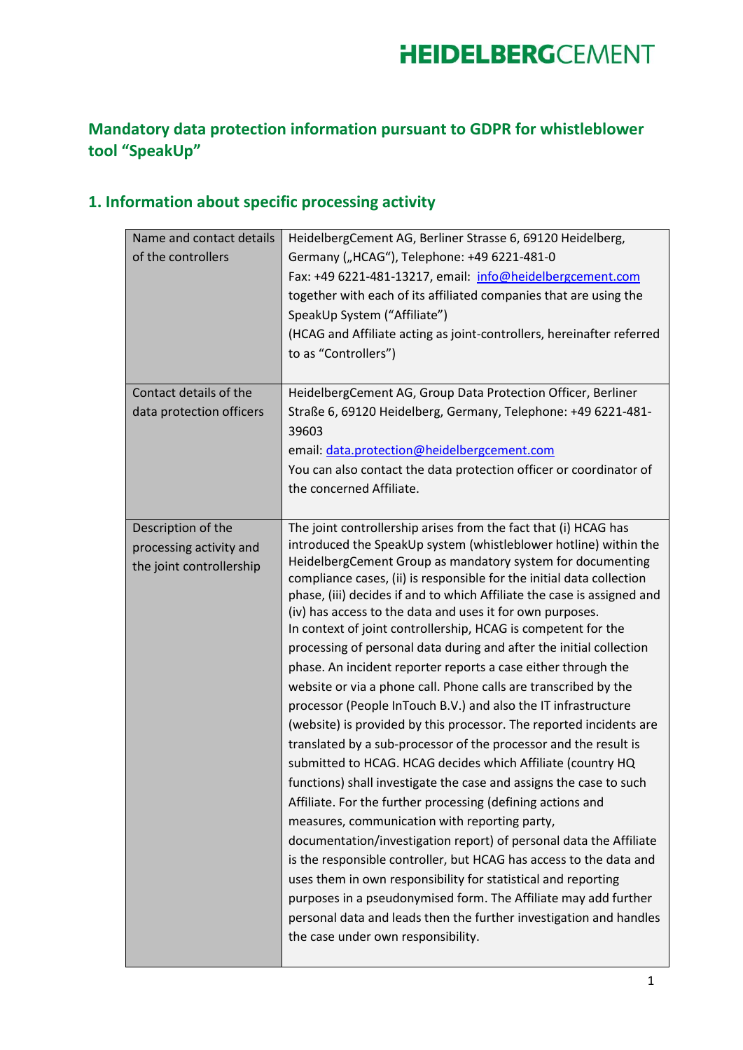# Mandatory data protection information pursuant to GDPR for whistleblower tool "SpeakUp"

## 1. Information about specific processing activity

| | |
|---|---|
| Name and contact details of the controllers | HeidelbergCement AG, Berliner Strasse 6, 69120 Heidelberg, Germany („HCAG"), Telephone: +49 6221-481-0<br>Fax: +49 6221-481-13217, email: info@heidelbergcement.com together with each of its affiliated companies that are using the SpeakUp System ("Affiliate")<br>(HCAG and Affiliate acting as joint-controllers, hereinafter referred to as "Controllers") |
| Contact details of the data protection officers | HeidelbergCement AG, Group Data Protection Officer, Berliner Straße 6, 69120 Heidelberg, Germany, Telephone: +49 6221-481-39603<br>email: data.protection@heidelbergcement.com<br>You can also contact the data protection officer or coordinator of the concerned Affiliate. |
| Description of the processing activity and the joint controllership | The joint controllership arises from the fact that (i) HCAG has introduced the SpeakUp system (whistleblower hotline) within the HeidelbergCement Group as mandatory system for documenting compliance cases, (ii) is responsible for the initial data collection phase, (iii) decides if and to which Affiliate the case is assigned and (iv) has access to the data and uses it for own purposes.<br>In context of joint controllership, HCAG is competent for the processing of personal data during and after the initial collection phase. An incident reporter reports a case either through the website or via a phone call. Phone calls are transcribed by the processor (People InTouch B.V.) and also the IT infrastructure (website) is provided by this processor. The reported incidents are translated by a sub-processor of the processor and the result is submitted to HCAG. HCAG decides which Affiliate (country HQ functions) shall investigate the case and assigns the case to such Affiliate. For the further processing (defining actions and measures, communication with reporting party, documentation/investigation report) of personal data the Affiliate is the responsible controller, but HCAG has access to the data and uses them in own responsibility for statistical and reporting purposes in a pseudonymised form. The Affiliate may add further personal data and leads then the further investigation and handles the case under own responsibility. |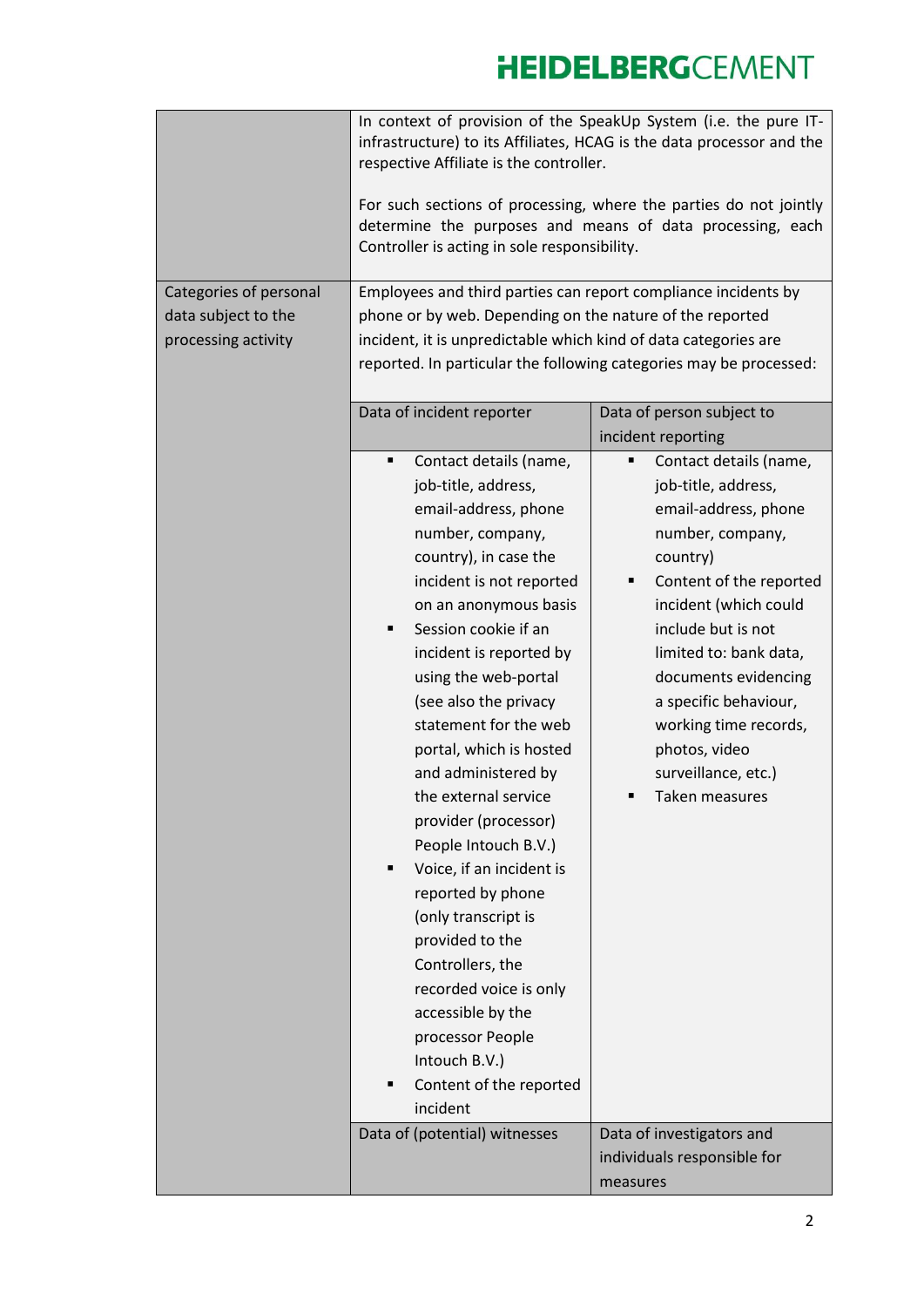| | |
|---|---|
| | In context of provision of the SpeakUp System (i.e. the pure IT-infrastructure) to its Affiliates, HCAG is the data processor and the respective Affiliate is the controller.<br><br>For such sections of processing, where the parties do not jointly determine the purposes and means of data processing, each Controller is acting in sole responsibility. |
| Categories of personal data subject to the processing activity | Employees and third parties can report compliance incidents by phone or by web. Depending on the nature of the reported incident, it is unpredictable which kind of data categories are reported. In particular the following categories may be processed: |

| Data of incident reporter | Data of person subject to incident reporting |
|---|---|
| ▪ Contact details (name, job-title, address, email-address, phone number, company, country), in case the incident is not reported on an anonymous basis<br>▪ Session cookie if an incident is reported by using the web-portal (see also the privacy statement for the web portal, which is hosted and administered by the external service provider (processor) People Intouch B.V.)<br>▪ Voice, if an incident is reported by phone (only transcript is provided to the Controllers, the recorded voice is only accessible by the processor People Intouch B.V.)<br>▪ Content of the reported incident | ▪ Contact details (name, job-title, address, email-address, phone number, company, country)<br>▪ Content of the reported incident (which could include but is not limited to: bank data, documents evidencing a specific behaviour, working time records, photos, video surveillance, etc.)<br>▪ Taken measures |
| **Data of (potential) witnesses** | **Data of investigators and individuals responsible for measures** |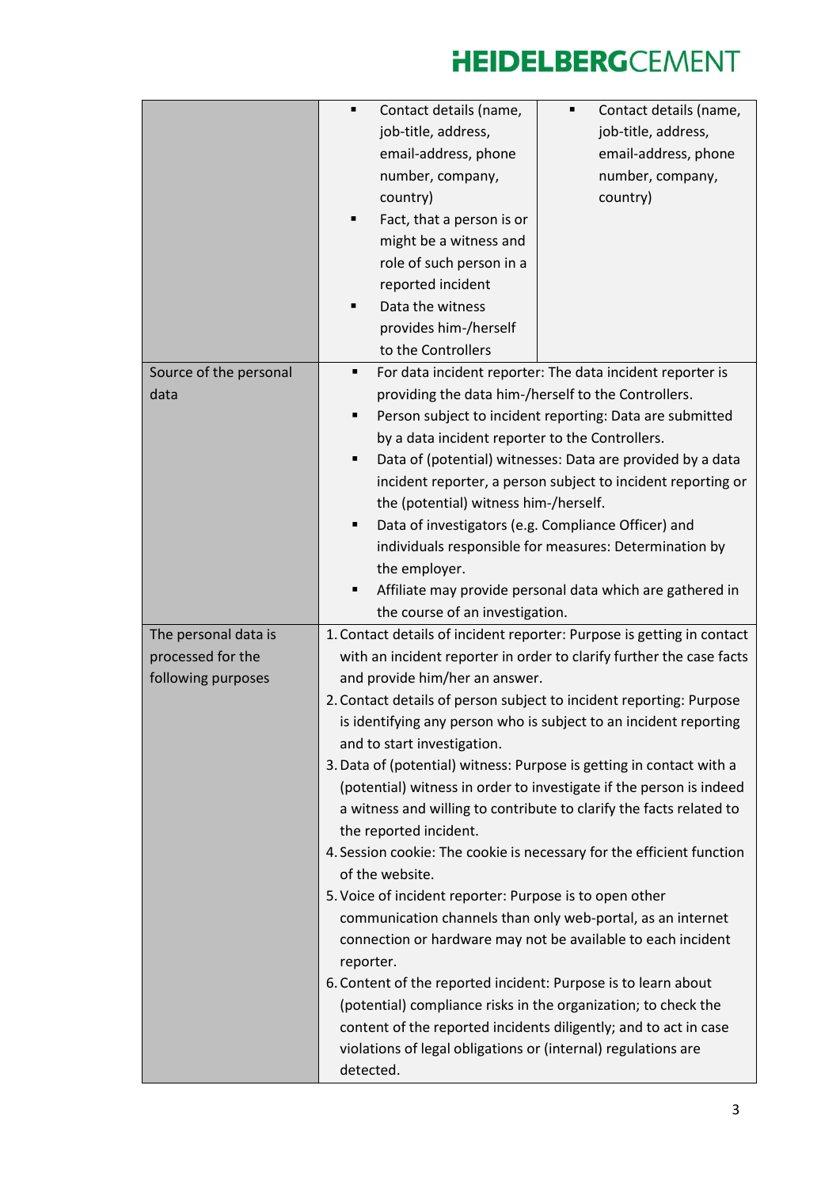| | | |
|---|---|---|
| | ▪ Contact details (name, job-title, address, email-address, phone number, company, country)<br>▪ Fact, that a person is or might be a witness and role of such person in a reported incident<br>▪ Data the witness provides him-/herself to the Controllers | ▪ Contact details (name, job-title, address, email-address, phone number, company, country) |
| Source of the personal data | ▪ For data incident reporter: The data incident reporter is providing the data him-/herself to the Controllers.<br>▪ Person subject to incident reporting: Data are submitted by a data incident reporter to the Controllers.<br>▪ Data of (potential) witnesses: Data are provided by a data incident reporter, a person subject to incident reporting or the (potential) witness him-/herself.<br>▪ Data of investigators (e.g. Compliance Officer) and individuals responsible for measures: Determination by the employer.<br>▪ Affiliate may provide personal data which are gathered in the course of an investigation. | |
| The personal data is processed for the following purposes | 1. Contact details of incident reporter: Purpose is getting in contact with an incident reporter in order to clarify further the case facts and provide him/her an answer.<br>2. Contact details of person subject to incident reporting: Purpose is identifying any person who is subject to an incident reporting and to start investigation.<br>3. Data of (potential) witness: Purpose is getting in contact with a (potential) witness in order to investigate if the person is indeed a witness and willing to contribute to clarify the facts related to the reported incident.<br>4. Session cookie: The cookie is necessary for the efficient function of the website.<br>5. Voice of incident reporter: Purpose is to open other communication channels than only web-portal, as an internet connection or hardware may not be available to each incident reporter.<br>6. Content of the reported incident: Purpose is to learn about (potential) compliance risks in the organization; to check the content of the reported incidents diligently; and to act in case violations of legal obligations or (internal) regulations are detected. | |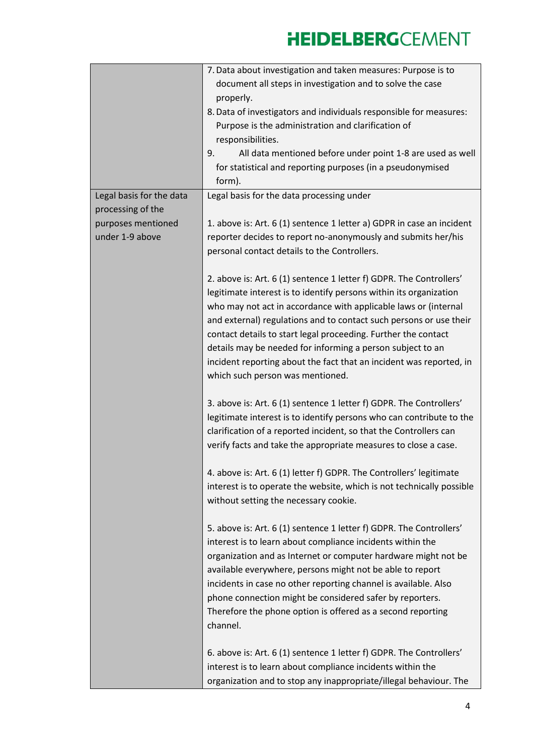| | |
|---|---|
| | 7. Data about investigation and taken measures: Purpose is to document all steps in investigation and to solve the case properly.<br>8. Data of investigators and individuals responsible for measures: Purpose is the administration and clarification of responsibilities.<br>9. All data mentioned before under point 1-8 are used as well for statistical and reporting purposes (in a pseudonymised form). |
| Legal basis for the data processing of the purposes mentioned under 1-9 above | Legal basis for the data processing under<br><br>1. above is: Art. 6 (1) sentence 1 letter a) GDPR in case an incident reporter decides to report no-anonymously and submits her/his personal contact details to the Controllers.<br><br>2. above is: Art. 6 (1) sentence 1 letter f) GDPR. The Controllers' legitimate interest is to identify persons within its organization who may not act in accordance with applicable laws or (internal and external) regulations and to contact such persons or use their contact details to start legal proceeding. Further the contact details may be needed for informing a person subject to an incident reporting about the fact that an incident was reported, in which such person was mentioned.<br><br>3. above is: Art. 6 (1) sentence 1 letter f) GDPR. The Controllers' legitimate interest is to identify persons who can contribute to the clarification of a reported incident, so that the Controllers can verify facts and take the appropriate measures to close a case.<br><br>4. above is: Art. 6 (1) letter f) GDPR. The Controllers' legitimate interest is to operate the website, which is not technically possible without setting the necessary cookie.<br><br>5. above is: Art. 6 (1) sentence 1 letter f) GDPR. The Controllers' interest is to learn about compliance incidents within the organization and as Internet or computer hardware might not be available everywhere, persons might not be able to report incidents in case no other reporting channel is available. Also phone connection might be considered safer by reporters. Therefore the phone option is offered as a second reporting channel.<br><br>6. above is: Art. 6 (1) sentence 1 letter f) GDPR. The Controllers' interest is to learn about compliance incidents within the organization and to stop any inappropriate/illegal behaviour. The |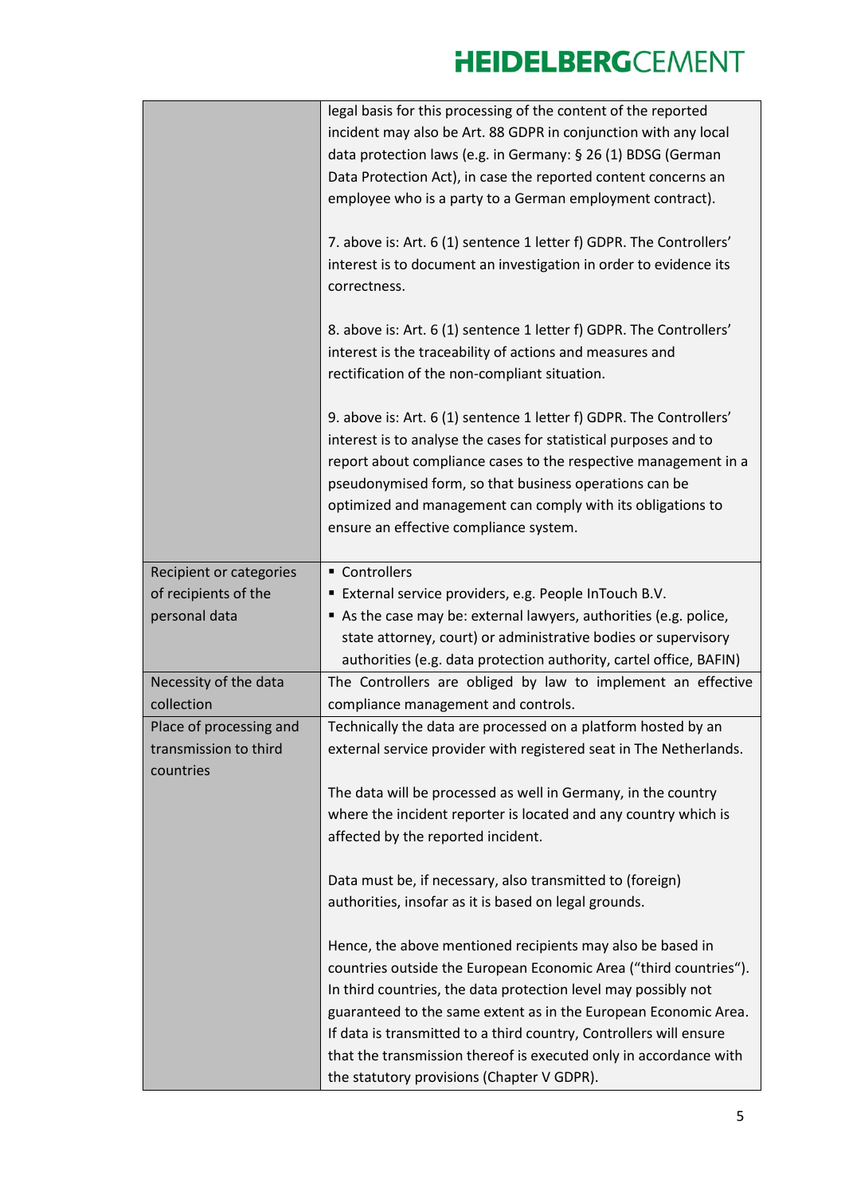| | |
|---|---|
| | legal basis for this processing of the content of the reported incident may also be Art. 88 GDPR in conjunction with any local data protection laws (e.g. in Germany: § 26 (1) BDSG (German Data Protection Act), in case the reported content concerns an employee who is a party to a German employment contract).<br><br>7. above is: Art. 6 (1) sentence 1 letter f) GDPR. The Controllers' interest is to document an investigation in order to evidence its correctness.<br><br>8. above is: Art. 6 (1) sentence 1 letter f) GDPR. The Controllers' interest is the traceability of actions and measures and rectification of the non-compliant situation.<br><br>9. above is: Art. 6 (1) sentence 1 letter f) GDPR. The Controllers' interest is to analyse the cases for statistical purposes and to report about compliance cases to the respective management in a pseudonymised form, so that business operations can be optimized and management can comply with its obligations to ensure an effective compliance system. |
| Recipient or categories of recipients of the personal data | ▪ Controllers<br>▪ External service providers, e.g. People InTouch B.V.<br>▪ As the case may be: external lawyers, authorities (e.g. police, state attorney, court) or administrative bodies or supervisory authorities (e.g. data protection authority, cartel office, BAFIN) |
| Necessity of the data collection | The Controllers are obliged by law to implement an effective compliance management and controls. |
| Place of processing and transmission to third countries | Technically the data are processed on a platform hosted by an external service provider with registered seat in The Netherlands.<br><br>The data will be processed as well in Germany, in the country where the incident reporter is located and any country which is affected by the reported incident.<br><br>Data must be, if necessary, also transmitted to (foreign) authorities, insofar as it is based on legal grounds.<br><br>Hence, the above mentioned recipients may also be based in countries outside the European Economic Area ("third countries"). In third countries, the data protection level may possibly not guaranteed to the same extent as in the European Economic Area. If data is transmitted to a third country, Controllers will ensure that the transmission thereof is executed only in accordance with the statutory provisions (Chapter V GDPR). |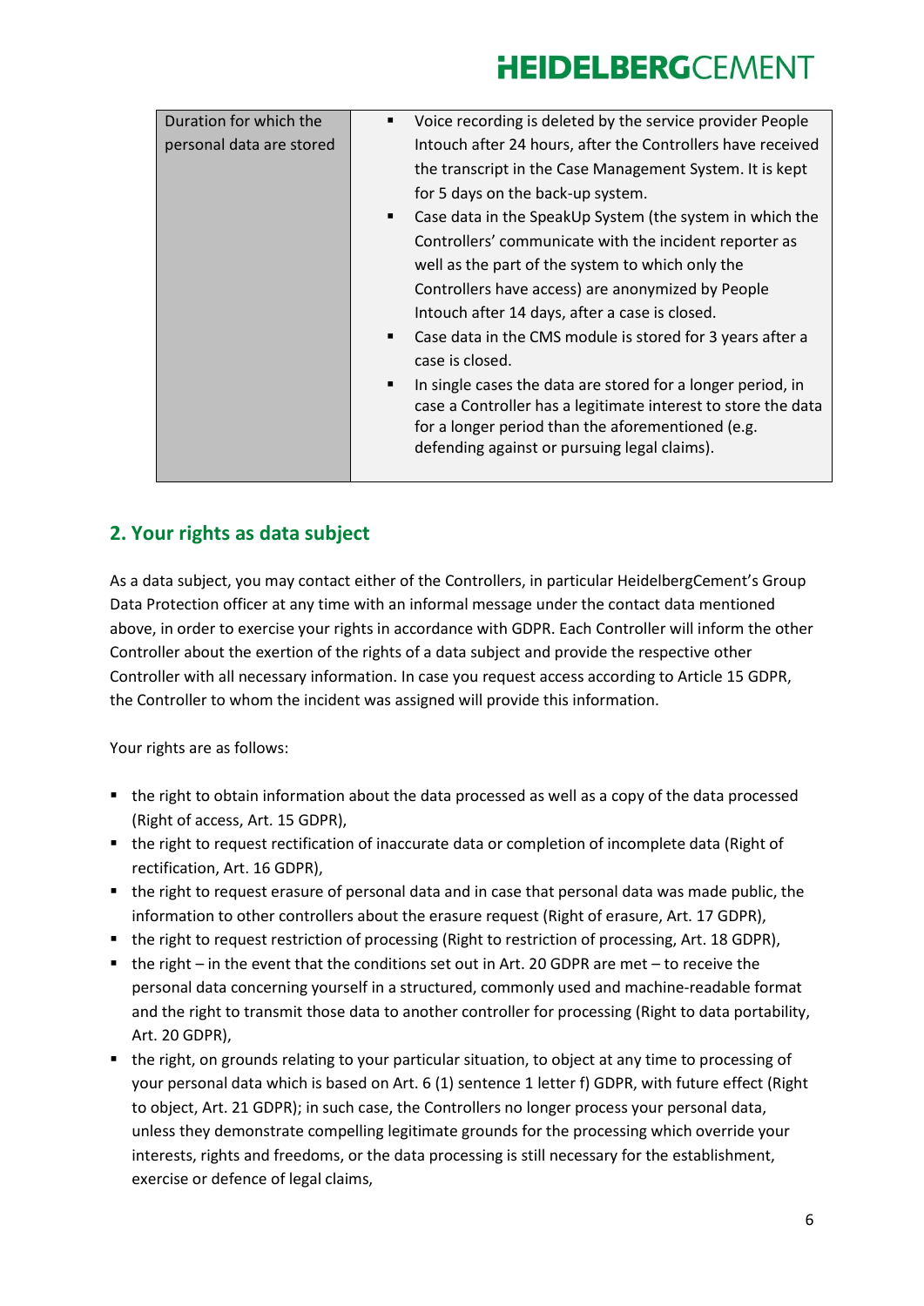| Duration for which the personal data are stored | ▪ Voice recording is deleted by the service provider People Intouch after 24 hours, after the Controllers have received the transcript in the Case Management System. It is kept for 5 days on the back-up system.<br>▪ Case data in the SpeakUp System (the system in which the Controllers' communicate with the incident reporter as well as the part of the system to which only the Controllers have access) are anonymized by People Intouch after 14 days, after a case is closed.<br>▪ Case data in the CMS module is stored for 3 years after a case is closed.<br>▪ In single cases the data are stored for a longer period, in case a Controller has a legitimate interest to store the data for a longer period than the aforementioned (e.g. defending against or pursuing legal claims). |
|---|---|

## 2. Your rights as data subject

As a data subject, you may contact either of the Controllers, in particular HeidelbergCement's Group Data Protection officer at any time with an informal message under the contact data mentioned above, in order to exercise your rights in accordance with GDPR. Each Controller will inform the other Controller about the exertion of the rights of a data subject and provide the respective other Controller with all necessary information. In case you request access according to Article 15 GDPR, the Controller to whom the incident was assigned will provide this information.

Your rights are as follows:

- the right to obtain information about the data processed as well as a copy of the data processed (Right of access, Art. 15 GDPR),
- the right to request rectification of inaccurate data or completion of incomplete data (Right of rectification, Art. 16 GDPR),
- the right to request erasure of personal data and in case that personal data was made public, the information to other controllers about the erasure request (Right of erasure, Art. 17 GDPR),
- the right to request restriction of processing (Right to restriction of processing, Art. 18 GDPR),
- the right – in the event that the conditions set out in Art. 20 GDPR are met – to receive the personal data concerning yourself in a structured, commonly used and machine-readable format and the right to transmit those data to another controller for processing (Right to data portability, Art. 20 GDPR),
- the right, on grounds relating to your particular situation, to object at any time to processing of your personal data which is based on Art. 6 (1) sentence 1 letter f) GDPR, with future effect (Right to object, Art. 21 GDPR); in such case, the Controllers no longer process your personal data, unless they demonstrate compelling legitimate grounds for the processing which override your interests, rights and freedoms, or the data processing is still necessary for the establishment, exercise or defence of legal claims,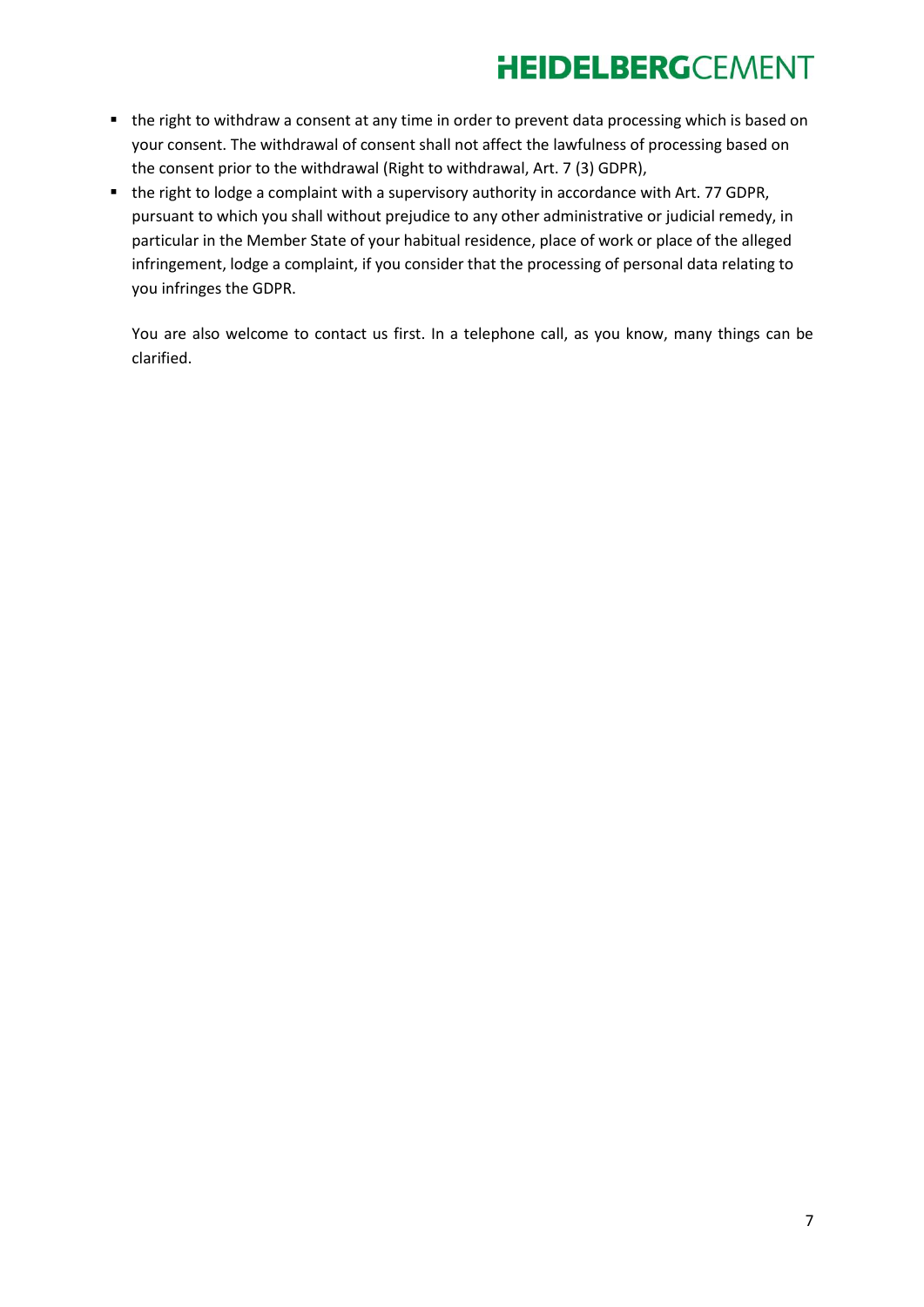- the right to withdraw a consent at any time in order to prevent data processing which is based on your consent. The withdrawal of consent shall not affect the lawfulness of processing based on the consent prior to the withdrawal (Right to withdrawal, Art. 7 (3) GDPR),
- the right to lodge a complaint with a supervisory authority in accordance with Art. 77 GDPR, pursuant to which you shall without prejudice to any other administrative or judicial remedy, in particular in the Member State of your habitual residence, place of work or place of the alleged infringement, lodge a complaint, if you consider that the processing of personal data relating to you infringes the GDPR.

  You are also welcome to contact us first. In a telephone call, as you know, many things can be clarified.